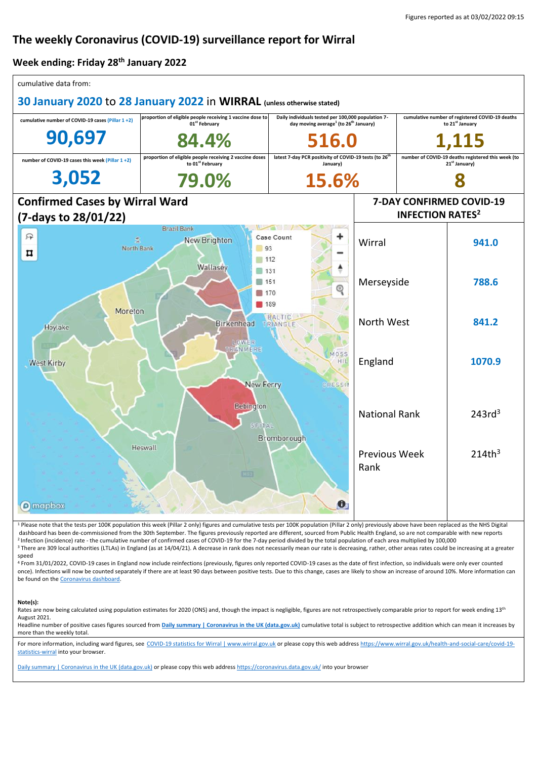Figures reported as at 03/02/2022 09:15

# The weekly Coronavirus (COVID-19) surveillance report for Wirral

## Week ending: Friday 28th January 2022

cumulative data from:

**30 January 2020 to 28 January 2022 in WIRRAL** (unless otherwise stated)

| cumulative number of COVID-19 cases (Pillar 1 +2) | proportion of eligible people receiving 1 vaccine dose to 01st February | Daily individuals tested per 100,000 population 7-day moving average[1] (to 26th January) | cumulative number of registered COVID-19 deaths to 21st January |
|---|---|---|---|
| **90,697** | **84.4%** | **516.0** | **1,115** |
| **number of COVID-19 cases this week (Pillar 1 +2)** | **proportion of eligible people receiving 2 vaccine doses to 01st February** | **latest 7-day PCR positivity of COVID-19 tests (to 26th January)** | **number of COVID-19 deaths registered this week (to 21st January)** |
| **3,052** | **79.0%** | **15.6%** | **8** |

## Confirmed Cases by Wirral Ward (7-days to 28/01/22)

Case Count: 93, 112, 131, 151, 170, 189

## 7-DAY CONFIRMED COVID-19 INFECTION RATES[2]

| | |
|---|---|
| Wirral | 941.0 |
| Merseyside | 788.6 |
| North West | 841.2 |
| England | 1070.9 |
| National Rank | 243rd[3] |
| Previous Week Rank | 214th[3] |

[1] Please note that the tests per 100K population this week (Pillar 2 only) figures and cumulative tests per 100K population (Pillar 2 only) previously above have been replaced as the NHS Digital dashboard has been de-commissioned from the 30th September. The figures previously reported are different, sourced from Public Health England, so are not comparable with new reports

[2] Infection (incidence) rate - the cumulative number of confirmed cases of COVID-19 for the 7-day period divided by the total population of each area multiplied by 100,000

[3] There are 309 local authorities (LTLAs) in England (as at 14/04/21). A decrease in rank does not necessarily mean our rate is decreasing, rather, other areas rates could be increasing at a greater speed

[4] From 31/01/2022, COVID-19 cases in England now include reinfections (previously, figures only reported COVID-19 cases as the date of first infection, so individuals were only ever counted once). Infections will now be counted separately if there are at least 90 days between positive tests. Due to this change, cases are likely to show an increase of around 10%. More information can be found on the Coronavirus dashboard.

**Note(s):**

Rates are now being calculated using population estimates for 2020 (ONS) and, though the impact is negligible, figures are not retrospectively comparable prior to report for week ending 13th August 2021.

Headline number of positive cases figures sourced from **Daily summary | Coronavirus in the UK (data.gov.uk)** cumulative total is subject to retrospective addition which can mean it increases by more than the weekly total.

For more information, including ward figures, see COVID-19 statistics for Wirral | www.wirral.gov.uk or please copy this web address https://www.wirral.gov.uk/health-and-social-care/covid-19-statistics-wirral into your browser.

Daily summary | Coronavirus in the UK (data.gov.uk) or please copy this web address https://coronavirus.data.gov.uk/ into your browser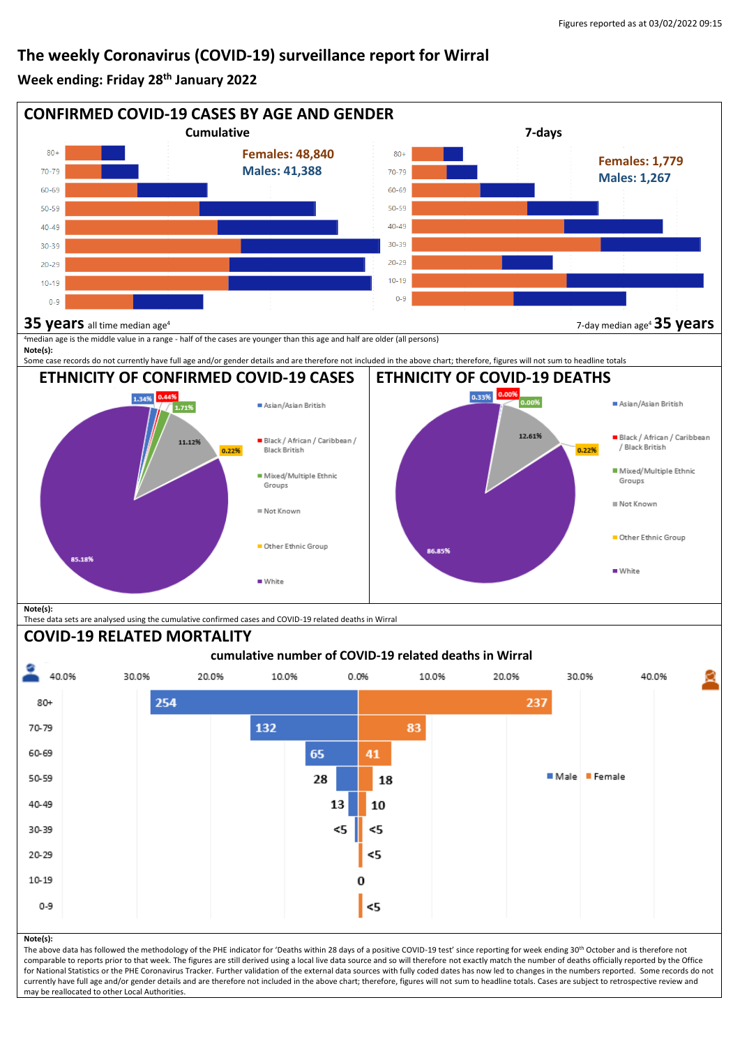Figures reported as at 03/02/2022 09:15

# The weekly Coronavirus (COVID-19) surveillance report for Wirral

**Week ending: Friday 28th January 2022**

## CONFIRMED COVID-19 CASES BY AGE AND GENDER

**Cumulative**

Females: 48,840
Males: 41,388

**7-days**

Females: 1,779
Males: 1,267

**35 years** all time median age[4]

7-day median age[4] **35 years**

[4]median age is the middle value in a range - half of the cases are younger than this age and half are older (all persons)

**Note(s):**
Some case records do not currently have full age and/or gender details and are therefore not included in the above chart; therefore, figures will not sum to headline totals

## ETHNICITY OF CONFIRMED COVID-19 CASES

| Ethnicity | % |
|---|---|
| Asian/Asian British | 1.34% |
| Black / African / Caribbean / Black British | 0.44% |
| Mixed/Multiple Ethnic Groups | 1.71% |
| Not Known | 11.12% |
| Other Ethnic Group | 0.22% |
| White | 85.18% |

## ETHNICITY OF COVID-19 DEATHS

| Ethnicity | % |
|---|---|
| Asian/Asian British | 0.33% |
| Black / African / Caribbean / Black British | 0.00% |
| Mixed/Multiple Ethnic Groups | 0.00% |
| Not Known | 12.61% |
| Other Ethnic Group | 0.22% |
| White | 86.85% |

**Note(s):**
These data sets are analysed using the cumulative confirmed cases and COVID-19 related deaths in Wirral

## COVID-19 RELATED MORTALITY

**cumulative number of COVID-19 related deaths in Wirral**

| Age | Male | Female |
|---|---|---|
| 80+ | 254 | 237 |
| 70-79 | 132 | 83 |
| 60-69 | 65 | 41 |
| 50-59 | 28 | 18 |
| 40-49 | 13 | 10 |
| 30-39 | <5 | <5 |
| 20-29 | | <5 |
| 10-19 | | 0 |
| 0-9 | | <5 |

**Note(s):**
The above data has followed the methodology of the PHE indicator for 'Deaths within 28 days of a positive COVID-19 test' since reporting for week ending 30th October and is therefore not comparable to reports prior to that week. The figures are still derived using a local live data source and so will therefore not exactly match the number of deaths officially reported by the Office for National Statistics or the PHE Coronavirus Tracker. Further validation of the external data sources with fully coded dates has now led to changes in the numbers reported. Some records do not currently have full age and/or gender details and are therefore not included in the above chart; therefore, figures will not sum to headline totals. Cases are subject to retrospective review and may be reallocated to other Local Authorities.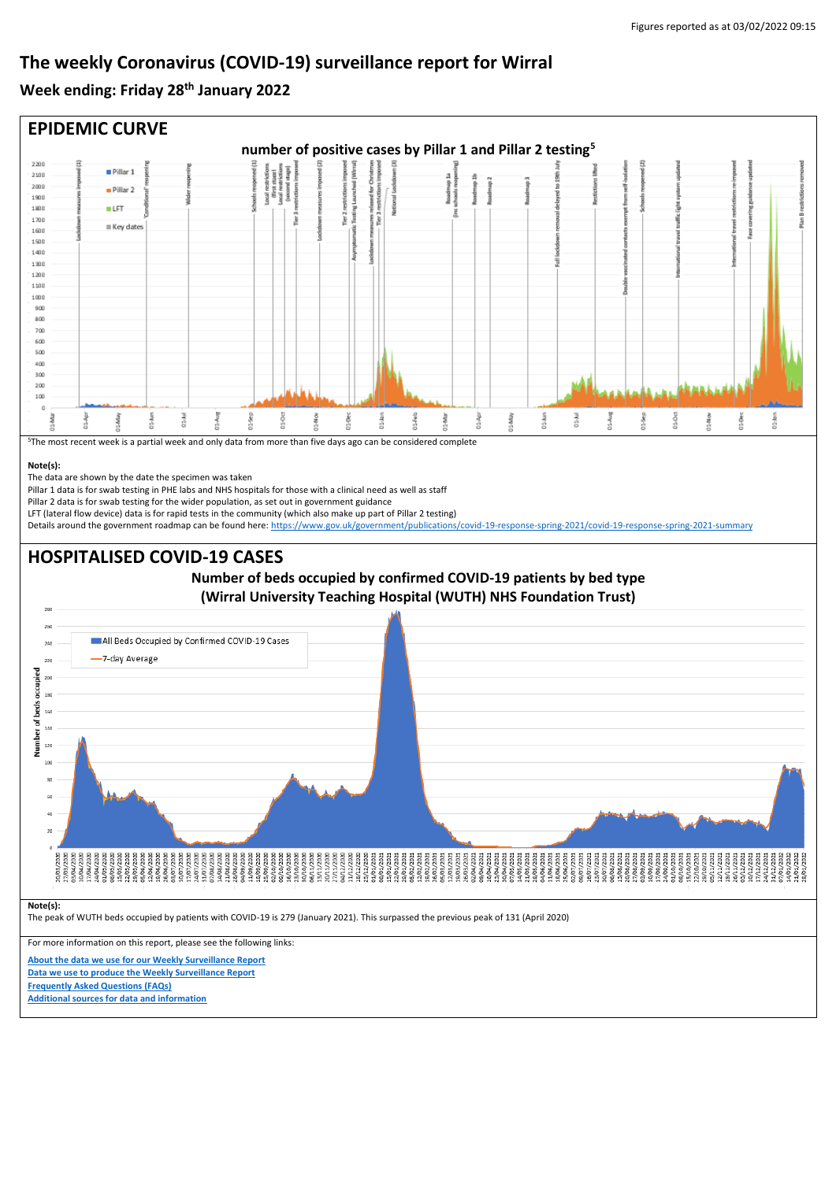Figures reported as at 03/02/2022 09:15

# The weekly Coronavirus (COVID-19) surveillance report for Wirral

## Week ending: Friday 28th January 2022

## EPIDEMIC CURVE

### number of positive cases by Pillar 1 and Pillar 2 testing[5]

Pillar 1
Pillar 2
LFT
Key dates

Lockdown measures imposed (1)
'Conditional' reopening
Wider reopening
Schools reopened (1)
Local restrictions (first stage)
Local restrictions (second stage)
Tier 3 restrictions imposed
Lockdown measures imposed (2)
Tier 2 restrictions imposed
Asymptomatic Testing Launched (Wirral)
Lockdown measures relaxed for Christmas
Tier 3 restrictions imposed
National Lockdown (3)
Roadmap 1a (inc schools reopening)
Roadmap 1b
Roadmap 2
Roadmap 3
Full lockdown removal delayed to 19th July
Restrictions lifted
Double vaccinated contacts exempt from self-isolation
Schools reopened (2)
International travel traffic light system updated
International travel restrictions re-imposed
Face covering guidance updated
Plan B restrictions removed

2200
2100
2000
1900
1800
1700
1600
1500
1400
1300
1200
1100
1000
900
800
700
600
500
400
300
200
100
0

01-Mar
01-Apr
01-May
01-Jun
01-Jul
01-Aug
01-Sep
01-Oct
01-Nov
01-Dec
01-Jan
01-Feb
01-Mar
01-Apr
01-May
01-Jun
01-Jul
01-Aug
01-Sep
01-Oct
01-Nov
01-Dec
01-Jan

[5]The most recent week is a partial week and only data from more than five days ago can be considered complete

**Note(s):**

The data are shown by the date the specimen was taken
Pillar 1 data is for swab testing in PHE labs and NHS hospitals for those with a clinical need as well as staff
Pillar 2 data is for swab testing for the wider population, as set out in government guidance
LFT (lateral flow device) data is for rapid tests in the community (which also make up part of Pillar 2 testing)
Details around the government roadmap can be found here: https://www.gov.uk/government/publications/covid-19-response-spring-2021/covid-19-response-spring-2021-summary

## HOSPITALISED COVID-19 CASES

### Number of beds occupied by confirmed COVID-19 patients by bed type (Wirral University Teaching Hospital (WUTH) NHS Foundation Trust)

All Beds Occupied by Confirmed COVID-19 Cases
7-day Average

Number of beds occupied

280
260
240
220
200
180
160
140
120
100
80
60
40
20
0

**Note(s):**

The peak of WUTH beds occupied by patients with COVID-19 is 279 (January 2021). This surpassed the previous peak of 131 (April 2020)

For more information on this report, please see the following links:

**About the data we use for our Weekly Surveillance Report**
**Data we use to produce the Weekly Surveillance Report**
**Frequently Asked Questions (FAQs)**
**Additional sources for data and information**